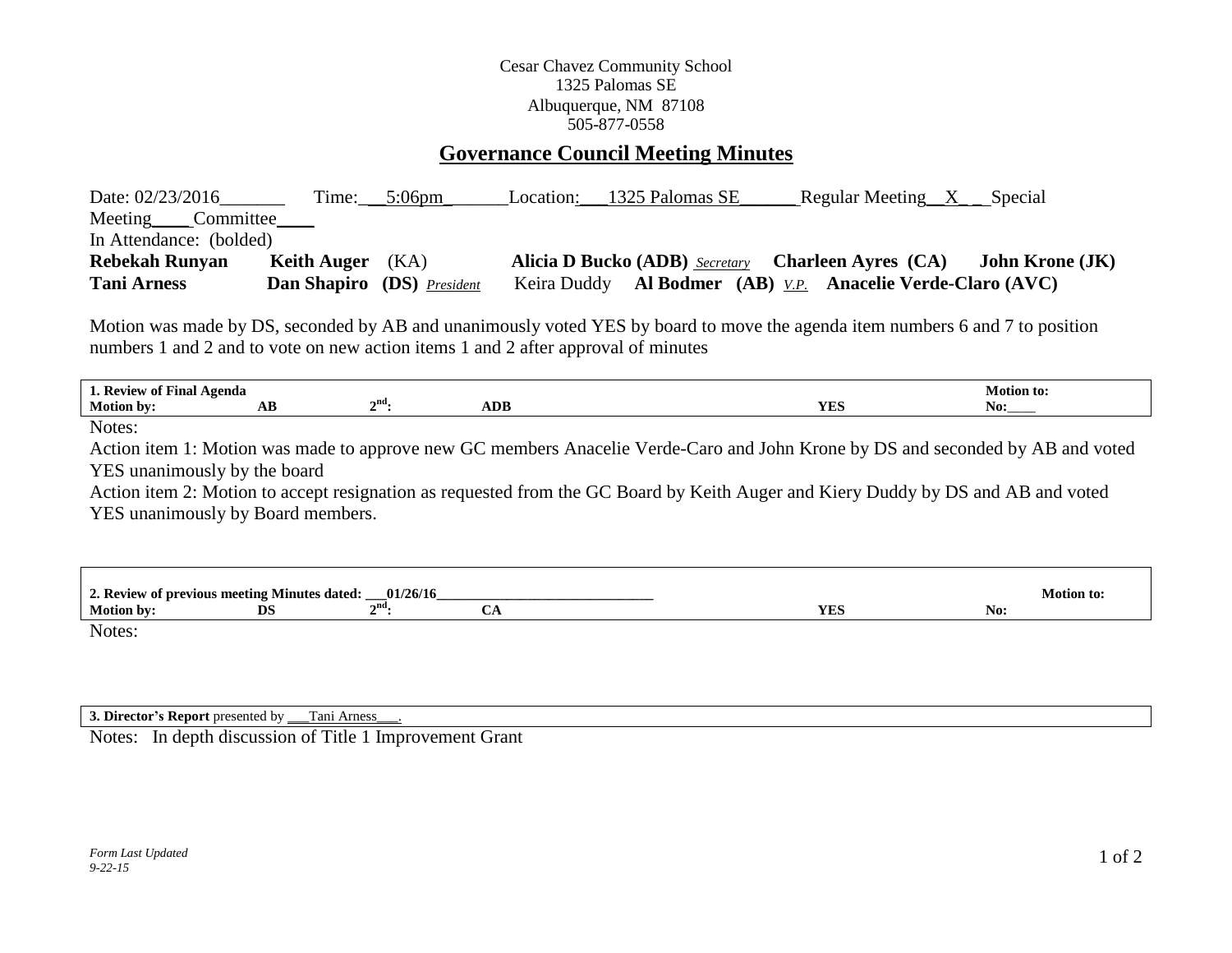Cesar Chavez Community School
1325 Palomas SE
Albuquerque, NM 87108
505-877-0558

# Governance Council Meeting Minutes

Date: 02/23/2016_______ Time:__5:06pm_______Location:___1325 Palomas SE______ Regular Meeting__X_ _ Special Meeting____ Committee____

In Attendance: (bolded)

| | | | | |
|---|---|---|---|---|
| **Rebekah Runyan** | **Keith Auger** (KA) | **Alicia D Bucko (ADB)** *Secretary* | **Charleen Ayres (CA)** | **John Krone (JK)** |
| **Tani Arness** | **Dan Shapiro (DS)** *President* | Keira Duddy | **Al Bodmer (AB)** *V.P.* | **Anacelie Verde-Claro (AVC)** |

Motion was made by DS, seconded by AB and unanimously voted YES by board to move the agenda item numbers 6 and 7 to position numbers 1 and 2 and to vote on new action items 1 and 2 after approval of minutes

| **1. Review of Final Agenda** | | | | | **Motion to:** |
|---|---|---|---|---|---|
| **Motion by:** | **AB** | **2nd:** | **ADB** | **YES** | **No:____** |

Notes:

Action item 1: Motion was made to approve new GC members Anacelie Verde-Caro and John Krone by DS and seconded by AB and voted YES unanimously by the board

Action item 2: Motion to accept resignation as requested from the GC Board by Keith Auger and Kiery Duddy by DS and AB and voted YES unanimously by Board members.

| **2. Review of previous meeting Minutes dated: ___01/26/16______________________________** | | | | | **Motion to:** |
|---|---|---|---|---|---|
| **Motion by:** | **DS** | **2nd:** | **CA** | **YES** | **No:** |

Notes:

**3. Director's Report** presented by ___Tani Arness___.

Notes: In depth discussion of Title 1 Improvement Grant

*Form Last Updated 9-22-15*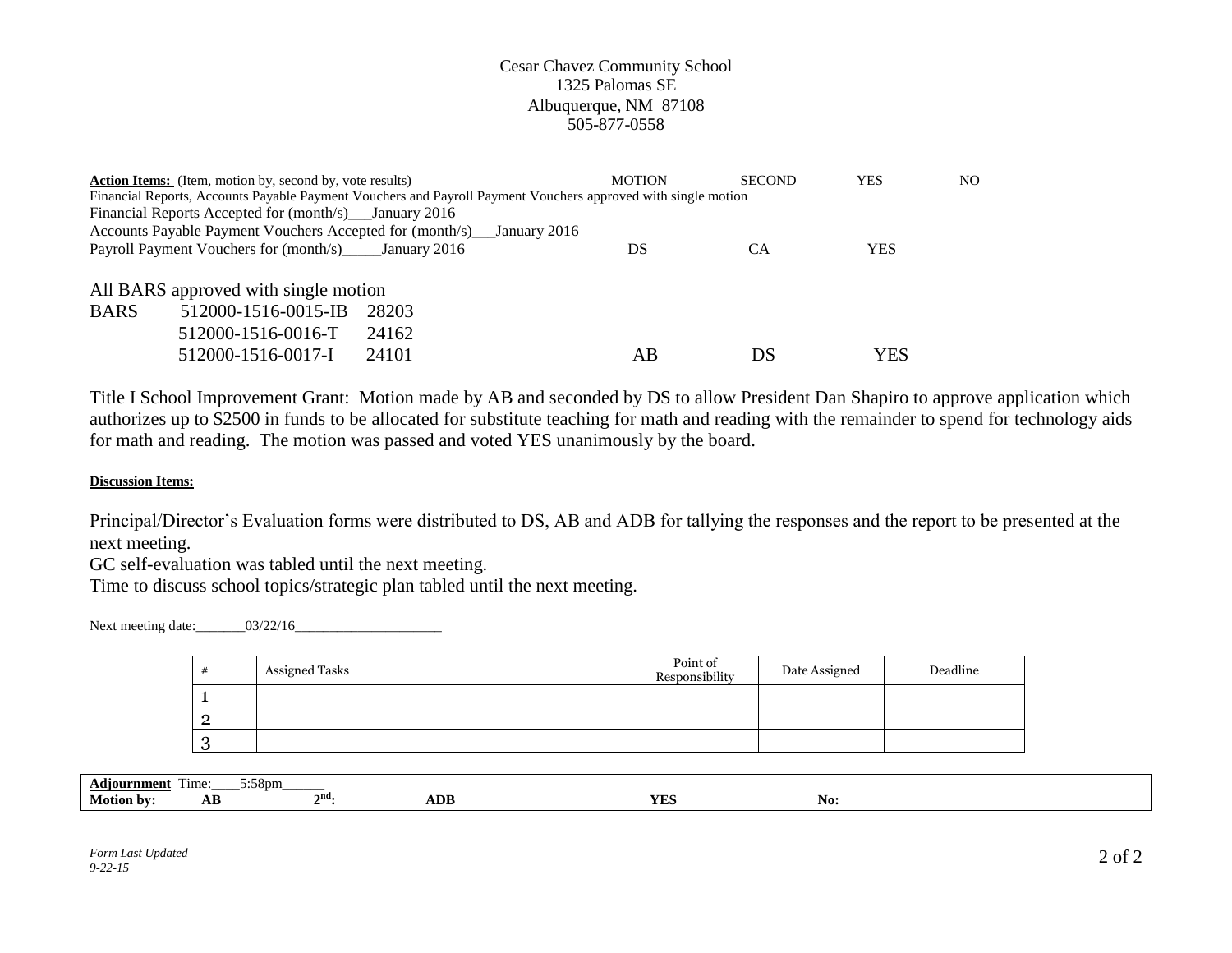Cesar Chavez Community School
1325 Palomas SE
Albuquerque, NM 87108
505-877-0558

| **Action Items:** (Item, motion by, second by, vote results) | MOTION | SECOND | YES | NO |
|---|---|---|---|---|
| Financial Reports, Accounts Payable Payment Vouchers and Payroll Payment Vouchers approved with single motion | | | | |
| Financial Reports Accepted for (month/s)___January 2016 | | | | |
| Accounts Payable Payment Vouchers Accepted for (month/s)___January 2016 | | | | |
| Payroll Payment Vouchers for (month/s)_____January 2016 | DS | CA | YES | |
| All BARS approved with single motion | | | | |
| BARS 512000-1516-0015-IB 28203 | | | | |
| 512000-1516-0016-T 24162 | | | | |
| 512000-1516-0017-I 24101 | AB | DS | YES | |

Title I School Improvement Grant: Motion made by AB and seconded by DS to allow President Dan Shapiro to approve application which authorizes up to $2500 in funds to be allocated for substitute teaching for math and reading with the remainder to spend for technology aids for math and reading. The motion was passed and voted YES unanimously by the board.

**Discussion Items:**

Principal/Director's Evaluation forms were distributed to DS, AB and ADB for tallying the responses and the report to be presented at the next meeting.

GC self-evaluation was tabled until the next meeting.

Time to discuss school topics/strategic plan tabled until the next meeting.

Next meeting date:_______03/22/16____________________

| # | Assigned Tasks | Point of Responsibility | Date Assigned | Deadline |
|---|---|---|---|---|
| 1 | | | | |
| 2 | | | | |
| 3 | | | | |

| **Adjournment** Time:____5:58pm______ | | | | |
|---|---|---|---|---|
| **Motion by:** | **AB** | **2nd:** **ADB** | **YES** | **No:** |

*Form Last Updated 9-22-15*